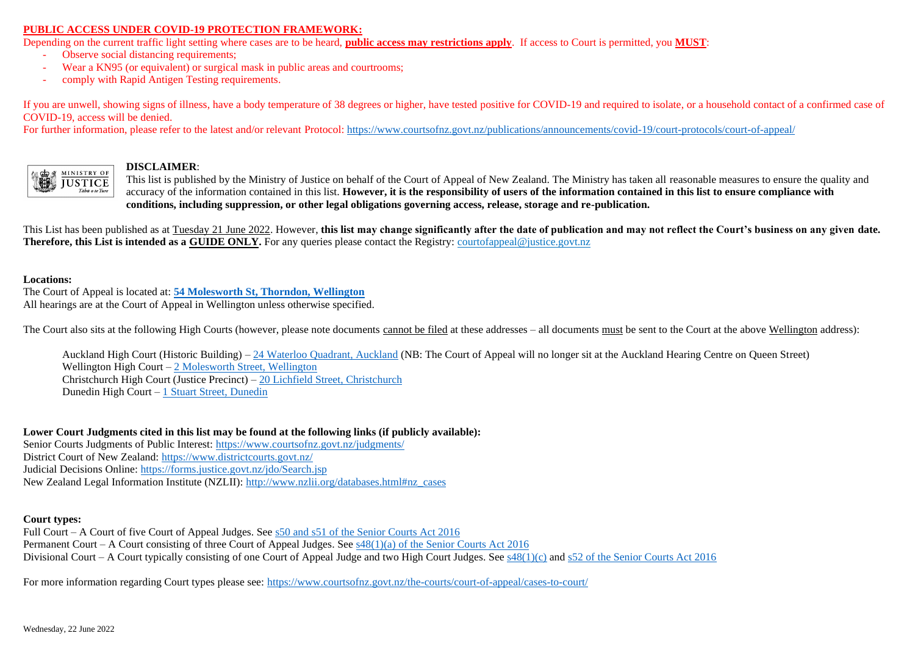**PUBLIC ACCESS UNDER COVID-19 PROTECTION FRAMEWORK:**

Depending on the current traffic light setting where cases are to be heard, **public access may restrictions apply**. If access to Court is permitted, you **MUST**:

- Observe social distancing requirements;
- Wear a KN95 (or equivalent) or surgical mask in public areas and courtrooms;
- comply with Rapid Antigen Testing requirements.

If you are unwell, showing signs of illness, have a body temperature of 38 degrees or higher, have tested positive for COVID-19 and required to isolate, or a household contact of a confirmed case of COVID-19, access will be denied.

For further information, please refer to the latest and/or relevant Protocol: https://www.courtsofnz.govt.nz/publications/announcements/covid-19/court-protocols/court-of-appeal/

MINISTRY OF JUSTICE *Tahu o te Ture*

**DISCLAIMER**:

This list is published by the Ministry of Justice on behalf of the Court of Appeal of New Zealand. The Ministry has taken all reasonable measures to ensure the quality and accuracy of the information contained in this list. **However, it is the responsibility of users of the information contained in this list to ensure compliance with conditions, including suppression, or other legal obligations governing access, release, storage and re-publication.**

This List has been published as at Tuesday 21 June 2022. However, **this list may change significantly after the date of publication and may not reflect the Court's business on any given date. Therefore, this List is intended as a GUIDE ONLY.** For any queries please contact the Registry: courtofappeal@justice.govt.nz

**Locations:**

The Court of Appeal is located at: **54 Molesworth St, Thorndon, Wellington**

All hearings are at the Court of Appeal in Wellington unless otherwise specified.

The Court also sits at the following High Courts (however, please note documents cannot be filed at these addresses – all documents must be sent to the Court at the above Wellington address):

Auckland High Court (Historic Building) – 24 Waterloo Quadrant, Auckland (NB: The Court of Appeal will no longer sit at the Auckland Hearing Centre on Queen Street)
Wellington High Court – 2 Molesworth Street, Wellington
Christchurch High Court (Justice Precinct) – 20 Lichfield Street, Christchurch
Dunedin High Court – 1 Stuart Street, Dunedin

**Lower Court Judgments cited in this list may be found at the following links (if publicly available):**

Senior Courts Judgments of Public Interest: https://www.courtsofnz.govt.nz/judgments/
District Court of New Zealand: https://www.districtcourts.govt.nz/
Judicial Decisions Online: https://forms.justice.govt.nz/jdo/Search.jsp
New Zealand Legal Information Institute (NZLII): http://www.nzlii.org/databases.html#nz_cases

**Court types:**

Full Court – A Court of five Court of Appeal Judges. See s50 and s51 of the Senior Courts Act 2016
Permanent Court – A Court consisting of three Court of Appeal Judges. See s48(1)(a) of the Senior Courts Act 2016
Divisional Court – A Court typically consisting of one Court of Appeal Judge and two High Court Judges. See s48(1)(c) and s52 of the Senior Courts Act 2016

For more information regarding Court types please see: https://www.courtsofnz.govt.nz/the-courts/court-of-appeal/cases-to-court/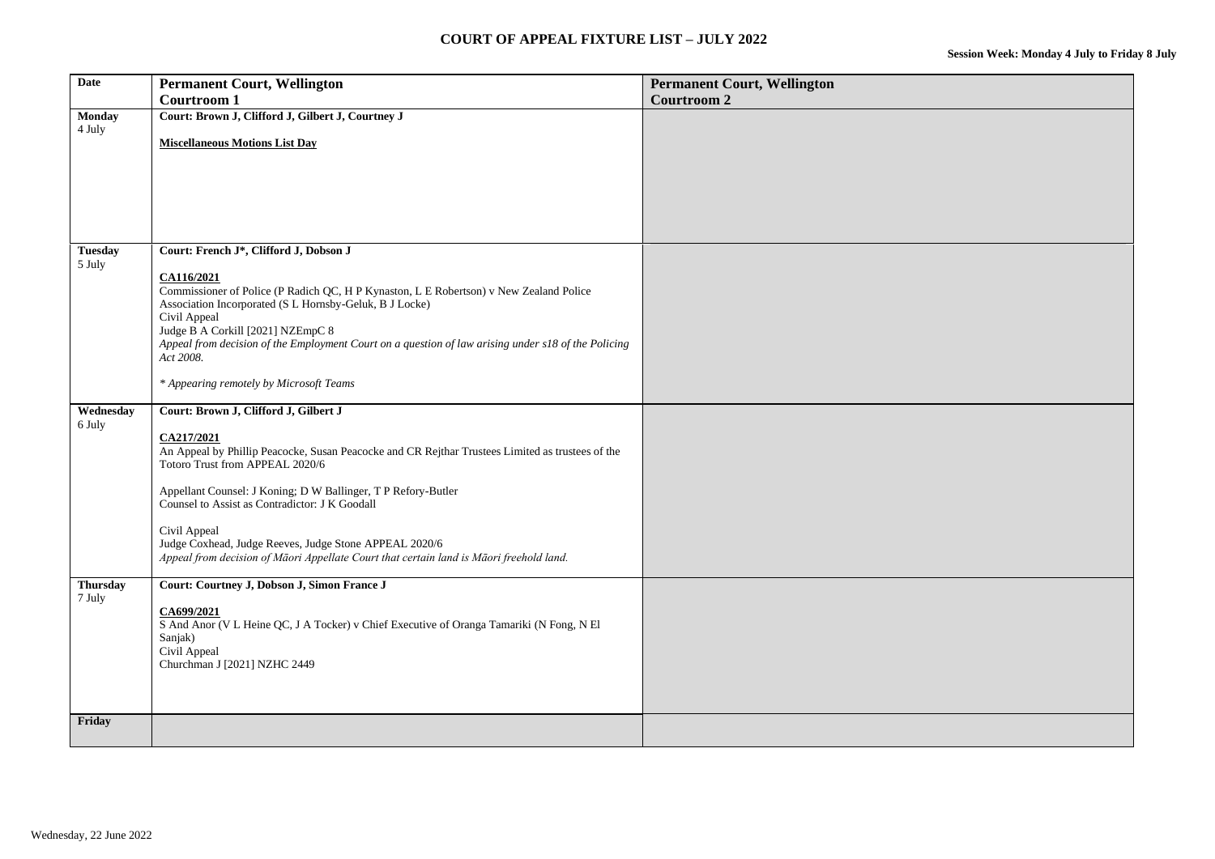# COURT OF APPEAL FIXTURE LIST – JULY 2022

**Session Week: Monday 4 July to Friday 8 July**

| Date | Permanent Court, Wellington<br>Courtroom 1 | Permanent Court, Wellington<br>Courtroom 2 |
|---|---|---|
| **Monday**<br>4 July | **Court: Brown J, Clifford J, Gilbert J, Courtney J**<br><br>**Miscellaneous Motions List Day** | |
| **Tuesday**<br>5 July | **Court: French J*, Clifford J, Dobson J**<br><br>**CA116/2021**<br>Commissioner of Police (P Radich QC, H P Kynaston, L E Robertson) v New Zealand Police Association Incorporated (S L Hornsby-Geluk, B J Locke)<br>Civil Appeal<br>Judge B A Corkill [2021] NZEmpC 8<br>*Appeal from decision of the Employment Court on a question of law arising under s18 of the Policing Act 2008.*<br><br>*\* Appearing remotely by Microsoft Teams* | |
| **Wednesday**<br>6 July | **Court: Brown J, Clifford J, Gilbert J**<br><br>**CA217/2021**<br>An Appeal by Phillip Peacocke, Susan Peacocke and CR Rejthar Trustees Limited as trustees of the Totoro Trust from APPEAL 2020/6<br><br>Appellant Counsel: J Koning; D W Ballinger, T P Refory-Butler<br>Counsel to Assist as Contradictor: J K Goodall<br><br>Civil Appeal<br>Judge Coxhead, Judge Reeves, Judge Stone APPEAL 2020/6<br>*Appeal from decision of Māori Appellate Court that certain land is Māori freehold land.* | |
| **Thursday**<br>7 July | **Court: Courtney J, Dobson J, Simon France J**<br><br>**CA699/2021**<br>S And Anor (V L Heine QC, J A Tocker) v Chief Executive of Oranga Tamariki (N Fong, N El Sanjak)<br>Civil Appeal<br>Churchman J [2021] NZHC 2449 | |
| **Friday** | | |

Wednesday, 22 June 2022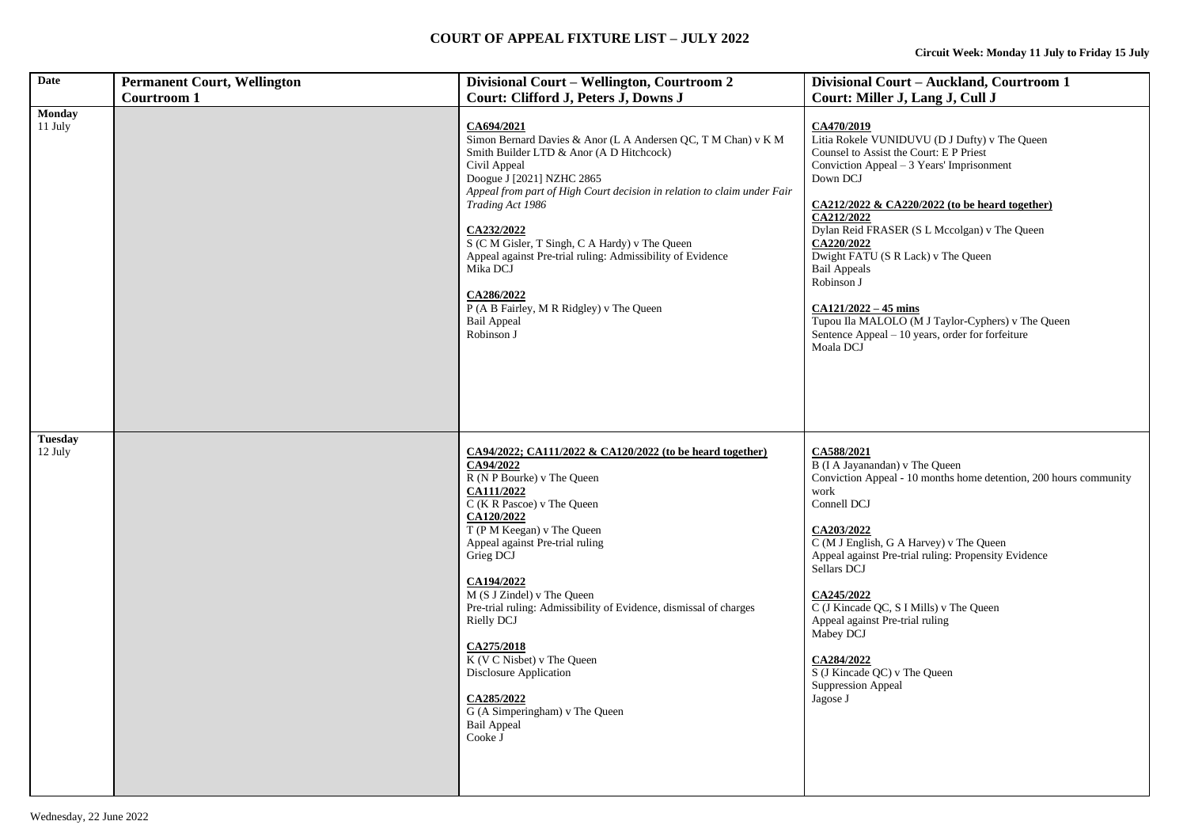# COURT OF APPEAL FIXTURE LIST – JULY 2022

**Circuit Week: Monday 11 July to Friday 15 July**

| Date | Permanent Court, Wellington Courtroom 1 | Divisional Court – Wellington, Courtroom 2 Court: Clifford J, Peters J, Downs J | Divisional Court – Auckland, Courtroom 1 Court: Miller J, Lang J, Cull J |
|---|---|---|---|
| **Monday** 11 July | | **CA694/2021**<br>Simon Bernard Davies & Anor (L A Andersen QC, T M Chan) v K M Smith Builder LTD & Anor (A D Hitchcock)<br>Civil Appeal<br>Doogue J [2021] NZHC 2865<br>*Appeal from part of High Court decision in relation to claim under Fair Trading Act 1986*<br><br>**CA232/2022**<br>S (C M Gisler, T Singh, C A Hardy) v The Queen<br>Appeal against Pre-trial ruling: Admissibility of Evidence<br>Mika DCJ<br><br>**CA286/2022**<br>P (A B Fairley, M R Ridgley) v The Queen<br>Bail Appeal<br>Robinson J | **CA470/2019**<br>Litia Rokele VUNIDUVU (D J Dufty) v The Queen<br>Counsel to Assist the Court: E P Priest<br>Conviction Appeal – 3 Years' Imprisonment<br>Down DCJ<br><br>**CA212/2022 & CA220/2022 (to be heard together)**<br>**CA212/2022**<br>Dylan Reid FRASER (S L Mccolgan) v The Queen<br>**CA220/2022**<br>Dwight FATU (S R Lack) v The Queen<br>Bail Appeals<br>Robinson J<br><br>**CA121/2022 – 45 mins**<br>Tupou Ila MALOLO (M J Taylor-Cyphers) v The Queen<br>Sentence Appeal – 10 years, order for forfeiture<br>Moala DCJ |
| **Tuesday** 12 July | | **CA94/2022; CA111/2022 & CA120/2022 (to be heard together)**<br>**CA94/2022**<br>R (N P Bourke) v The Queen<br>**CA111/2022**<br>C (K R Pascoe) v The Queen<br>**CA120/2022**<br>T (P M Keegan) v The Queen<br>Appeal against Pre-trial ruling<br>Grieg DCJ<br><br>**CA194/2022**<br>M (S J Zindel) v The Queen<br>Pre-trial ruling: Admissibility of Evidence, dismissal of charges<br>Rielly DCJ<br><br>**CA275/2018**<br>K (V C Nisbet) v The Queen<br>Disclosure Application<br><br>**CA285/2022**<br>G (A Simperingham) v The Queen<br>Bail Appeal<br>Cooke J | **CA588/2021**<br>B (I A Jayanandan) v The Queen<br>Conviction Appeal - 10 months home detention, 200 hours community work<br>Connell DCJ<br><br>**CA203/2022**<br>C (M J English, G A Harvey) v The Queen<br>Appeal against Pre-trial ruling: Propensity Evidence<br>Sellars DCJ<br><br>**CA245/2022**<br>C (J Kincade QC, S I Mills) v The Queen<br>Appeal against Pre-trial ruling<br>Mabey DCJ<br><br>**CA284/2022**<br>S (J Kincade QC) v The Queen<br>Suppression Appeal<br>Jagose J |

Wednesday, 22 June 2022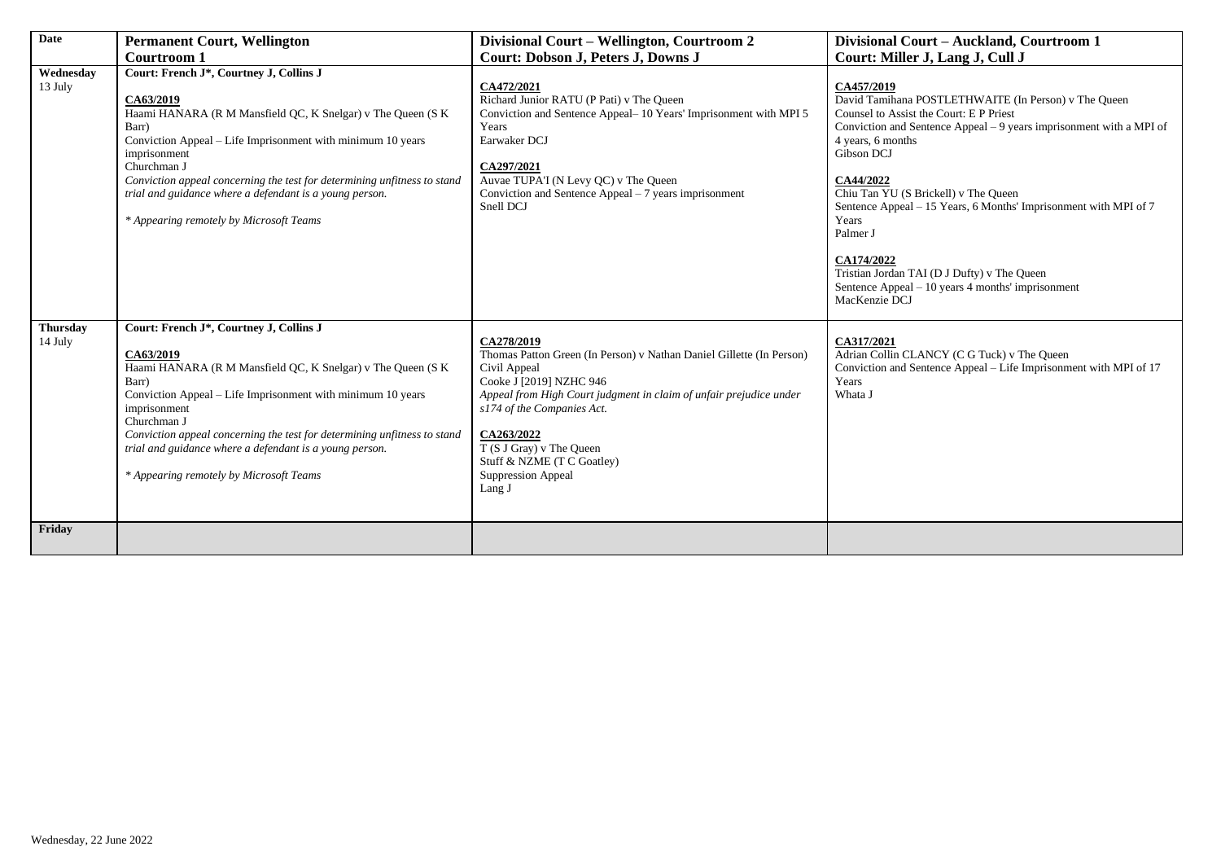| Date | Permanent Court, Wellington<br>Courtroom 1 | Divisional Court – Wellington, Courtroom 2<br>Court: Dobson J, Peters J, Downs J | Divisional Court – Auckland, Courtroom 1<br>Court: Miller J, Lang J, Cull J |
|---|---|---|---|
| Wednesday<br>13 July | **Court: French J*, Courtney J, Collins J**<br><br>**CA63/2019**<br>Haami HANARA (R M Mansfield QC, K Snelgar) v The Queen (S K Barr)<br>Conviction Appeal – Life Imprisonment with minimum 10 years imprisonment<br>Churchman J<br>*Conviction appeal concerning the test for determining unfitness to stand trial and guidance where a defendant is a young person.*<br><br>* *Appearing remotely by Microsoft Teams* | **CA472/2021**<br>Richard Junior RATU (P Pati) v The Queen<br>Conviction and Sentence Appeal– 10 Years' Imprisonment with MPI 5 Years<br>Earwaker DCJ<br><br>**CA297/2021**<br>Auvae TUPA'I (N Levy QC) v The Queen<br>Conviction and Sentence Appeal – 7 years imprisonment<br>Snell DCJ | **CA457/2019**<br>David Tamihana POSTLETHWAITE (In Person) v The Queen<br>Counsel to Assist the Court: E P Priest<br>Conviction and Sentence Appeal – 9 years imprisonment with a MPI of 4 years, 6 months<br>Gibson DCJ<br><br>**CA44/2022**<br>Chiu Tan YU (S Brickell) v The Queen<br>Sentence Appeal – 15 Years, 6 Months' Imprisonment with MPI of 7 Years<br>Palmer J<br><br>**CA174/2022**<br>Tristian Jordan TAI (D J Dufty) v The Queen<br>Sentence Appeal – 10 years 4 months' imprisonment<br>MacKenzie DCJ |
| Thursday<br>14 July | **Court: French J*, Courtney J, Collins J**<br><br>**CA63/2019**<br>Haami HANARA (R M Mansfield QC, K Snelgar) v The Queen (S K Barr)<br>Conviction Appeal – Life Imprisonment with minimum 10 years imprisonment<br>Churchman J<br>*Conviction appeal concerning the test for determining unfitness to stand trial and guidance where a defendant is a young person.*<br><br>* *Appearing remotely by Microsoft Teams* | **CA278/2019**<br>Thomas Patton Green (In Person) v Nathan Daniel Gillette (In Person)<br>Civil Appeal<br>Cooke J [2019] NZHC 946<br>*Appeal from High Court judgment in claim of unfair prejudice under s174 of the Companies Act.*<br><br>**CA263/2022**<br>T (S J Gray) v The Queen<br>Stuff & NZME (T C Goatley)<br>Suppression Appeal<br>Lang J | **CA317/2021**<br>Adrian Collin CLANCY (C G Tuck) v The Queen<br>Conviction and Sentence Appeal – Life Imprisonment with MPI of 17 Years<br>Whata J |
| Friday | | | |

Wednesday, 22 June 2022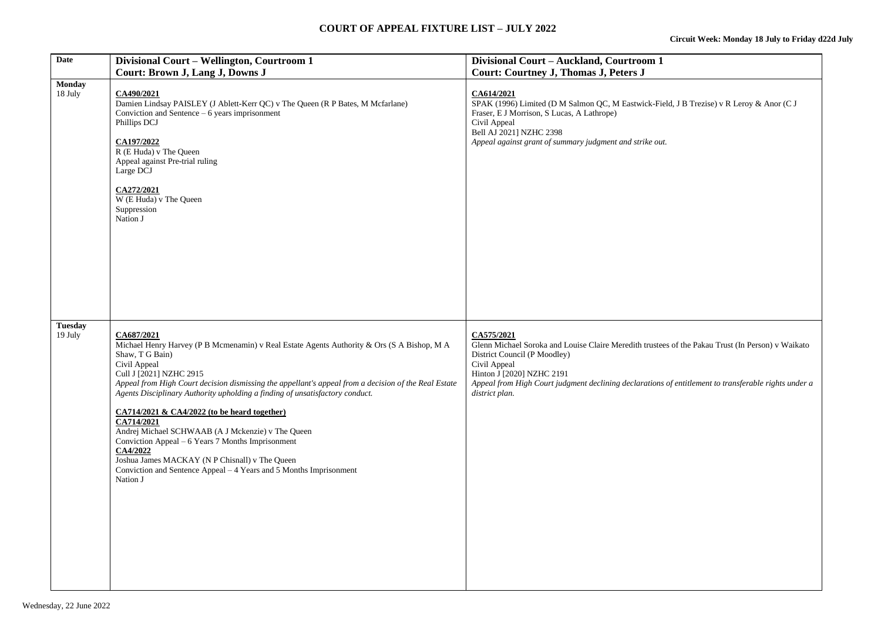# COURT OF APPEAL FIXTURE LIST – JULY 2022

**Circuit Week: Monday 18 July to Friday d22d July**

| Date | Divisional Court – Wellington, Courtroom 1<br>Court: Brown J, Lang J, Downs J | Divisional Court – Auckland, Courtroom 1<br>Court: Courtney J, Thomas J, Peters J |
|---|---|---|
| **Monday**<br>18 July | **CA490/2021**<br>Damien Lindsay PAISLEY (J Ablett-Kerr QC) v The Queen (R P Bates, M Mcfarlane)<br>Conviction and Sentence – 6 years imprisonment<br>Phillips DCJ<br><br>**CA197/2022**<br>R (E Huda) v The Queen<br>Appeal against Pre-trial ruling<br>Large DCJ<br><br>**CA272/2021**<br>W (E Huda) v The Queen<br>Suppression<br>Nation J | **CA614/2021**<br>SPAK (1996) Limited (D M Salmon QC, M Eastwick-Field, J B Trezise) v R Leroy & Anor (C J Fraser, E J Morrison, S Lucas, A Lathrope)<br>Civil Appeal<br>Bell AJ 2021] NZHC 2398<br>*Appeal against grant of summary judgment and strike out.* |
| **Tuesday**<br>19 July | **CA687/2021**<br>Michael Henry Harvey (P B Mcmenamin) v Real Estate Agents Authority & Ors (S A Bishop, M A Shaw, T G Bain)<br>Civil Appeal<br>Cull J [2021] NZHC 2915<br>*Appeal from High Court decision dismissing the appellant's appeal from a decision of the Real Estate Agents Disciplinary Authority upholding a finding of unsatisfactory conduct.*<br><br>**CA714/2021 & CA4/2022 (to be heard together)**<br>**CA714/2021**<br>Andrej Michael SCHWAAB (A J Mckenzie) v The Queen<br>Conviction Appeal – 6 Years 7 Months Imprisonment<br>**CA4/2022**<br>Joshua James MACKAY (N P Chisnall) v The Queen<br>Conviction and Sentence Appeal – 4 Years and 5 Months Imprisonment<br>Nation J | **CA575/2021**<br>Glenn Michael Soroka and Louise Claire Meredith trustees of the Pakau Trust (In Person) v Waikato District Council (P Moodley)<br>Civil Appeal<br>Hinton J [2020] NZHC 2191<br>*Appeal from High Court judgment declining declarations of entitlement to transferable rights under a district plan.* |

Wednesday, 22 June 2022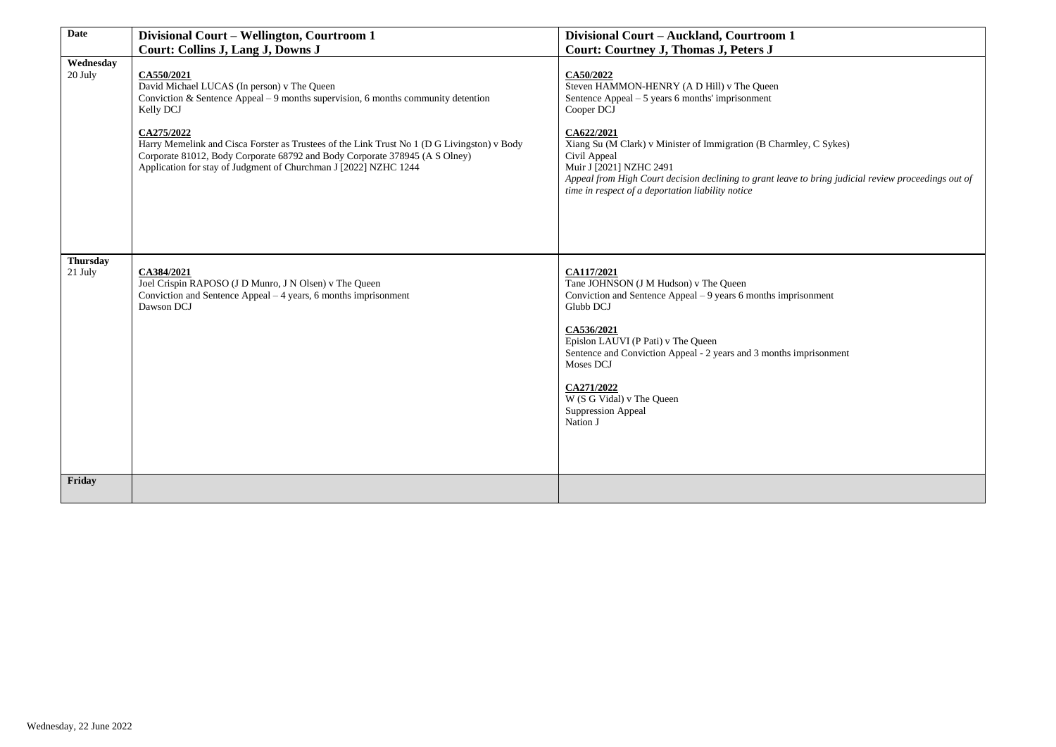| Date | Divisional Court – Wellington, Courtroom 1<br>Court: Collins J, Lang J, Downs J | Divisional Court – Auckland, Courtroom 1<br>Court: Courtney J, Thomas J, Peters J |
|---|---|---|
| **Wednesday**<br>20 July | **CA550/2021**<br>David Michael LUCAS (In person) v The Queen<br>Conviction & Sentence Appeal – 9 months supervision, 6 months community detention<br>Kelly DCJ<br><br>**CA275/2022**<br>Harry Memelink and Cisca Forster as Trustees of the Link Trust No 1 (D G Livingston) v Body Corporate 81012, Body Corporate 68792 and Body Corporate 378945 (A S Olney)<br>Application for stay of Judgment of Churchman J [2022] NZHC 1244 | **CA50/2022**<br>Steven HAMMON-HENRY (A D Hill) v The Queen<br>Sentence Appeal – 5 years 6 months' imprisonment<br>Cooper DCJ<br><br>**CA622/2021**<br>Xiang Su (M Clark) v Minister of Immigration (B Charmley, C Sykes)<br>Civil Appeal<br>Muir J [2021] NZHC 2491<br>*Appeal from High Court decision declining to grant leave to bring judicial review proceedings out of time in respect of a deportation liability notice* |
| **Thursday**<br>21 July | **CA384/2021**<br>Joel Crispin RAPOSO (J D Munro, J N Olsen) v The Queen<br>Conviction and Sentence Appeal – 4 years, 6 months imprisonment<br>Dawson DCJ | **CA117/2021**<br>Tane JOHNSON (J M Hudson) v The Queen<br>Conviction and Sentence Appeal – 9 years 6 months imprisonment<br>Glubb DCJ<br><br>**CA536/2021**<br>Epislon LAUVI (P Pati) v The Queen<br>Sentence and Conviction Appeal - 2 years and 3 months imprisonment<br>Moses DCJ<br><br>**CA271/2022**<br>W (S G Vidal) v The Queen<br>Suppression Appeal<br>Nation J |
| **Friday** | | |

Wednesday, 22 June 2022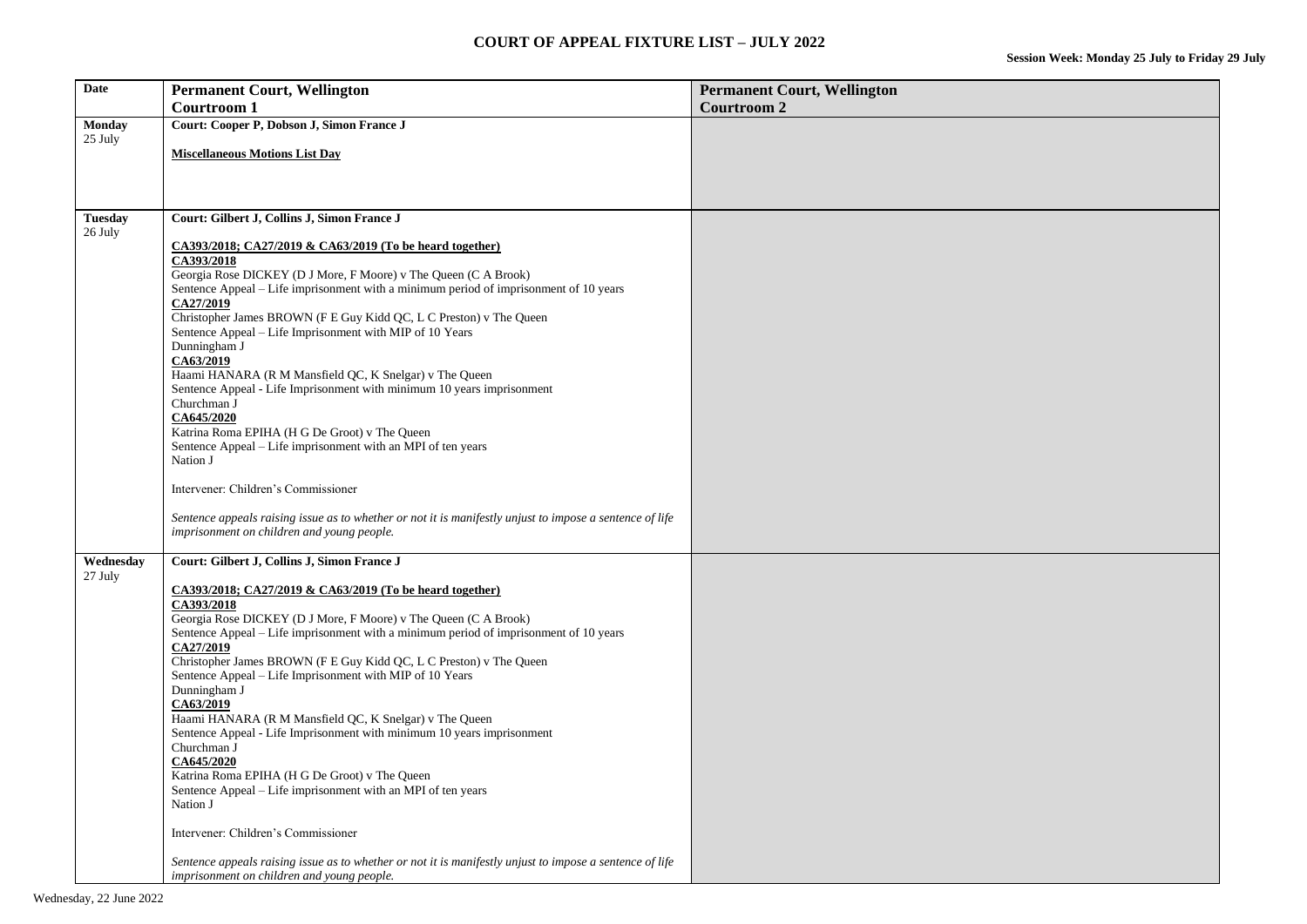# COURT OF APPEAL FIXTURE LIST – JULY 2022

**Session Week: Monday 25 July to Friday 29 July**

| Date | Permanent Court, Wellington<br>Courtroom 1 | Permanent Court, Wellington<br>Courtroom 2 |
|---|---|---|
| **Monday**<br>25 July | **Court: Cooper P, Dobson J, Simon France J**<br><br>**Miscellaneous Motions List Day** | |
| **Tuesday**<br>26 July | **Court: Gilbert J, Collins J, Simon France J**<br><br>**CA393/2018; CA27/2019 & CA63/2019 (To be heard together)**<br>**CA393/2018**<br>Georgia Rose DICKEY (D J More, F Moore) v The Queen (C A Brook)<br>Sentence Appeal – Life imprisonment with a minimum period of imprisonment of 10 years<br>**CA27/2019**<br>Christopher James BROWN (F E Guy Kidd QC, L C Preston) v The Queen<br>Sentence Appeal – Life Imprisonment with MIP of 10 Years<br>Dunningham J<br>**CA63/2019**<br>Haami HANARA (R M Mansfield QC, K Snelgar) v The Queen<br>Sentence Appeal - Life Imprisonment with minimum 10 years imprisonment<br>Churchman J<br>**CA645/2020**<br>Katrina Roma EPIHA (H G De Groot) v The Queen<br>Sentence Appeal – Life imprisonment with an MPI of ten years<br>Nation J<br><br>Intervener: Children's Commissioner<br><br>*Sentence appeals raising issue as to whether or not it is manifestly unjust to impose a sentence of life imprisonment on children and young people.* | |
| **Wednesday**<br>27 July | **Court: Gilbert J, Collins J, Simon France J**<br><br>**CA393/2018; CA27/2019 & CA63/2019 (To be heard together)**<br>**CA393/2018**<br>Georgia Rose DICKEY (D J More, F Moore) v The Queen (C A Brook)<br>Sentence Appeal – Life imprisonment with a minimum period of imprisonment of 10 years<br>**CA27/2019**<br>Christopher James BROWN (F E Guy Kidd QC, L C Preston) v The Queen<br>Sentence Appeal – Life Imprisonment with MIP of 10 Years<br>Dunningham J<br>**CA63/2019**<br>Haami HANARA (R M Mansfield QC, K Snelgar) v The Queen<br>Sentence Appeal - Life Imprisonment with minimum 10 years imprisonment<br>Churchman J<br>**CA645/2020**<br>Katrina Roma EPIHA (H G De Groot) v The Queen<br>Sentence Appeal – Life imprisonment with an MPI of ten years<br>Nation J<br><br>Intervener: Children's Commissioner<br><br>*Sentence appeals raising issue as to whether or not it is manifestly unjust to impose a sentence of life imprisonment on children and young people.* | |

Wednesday, 22 June 2022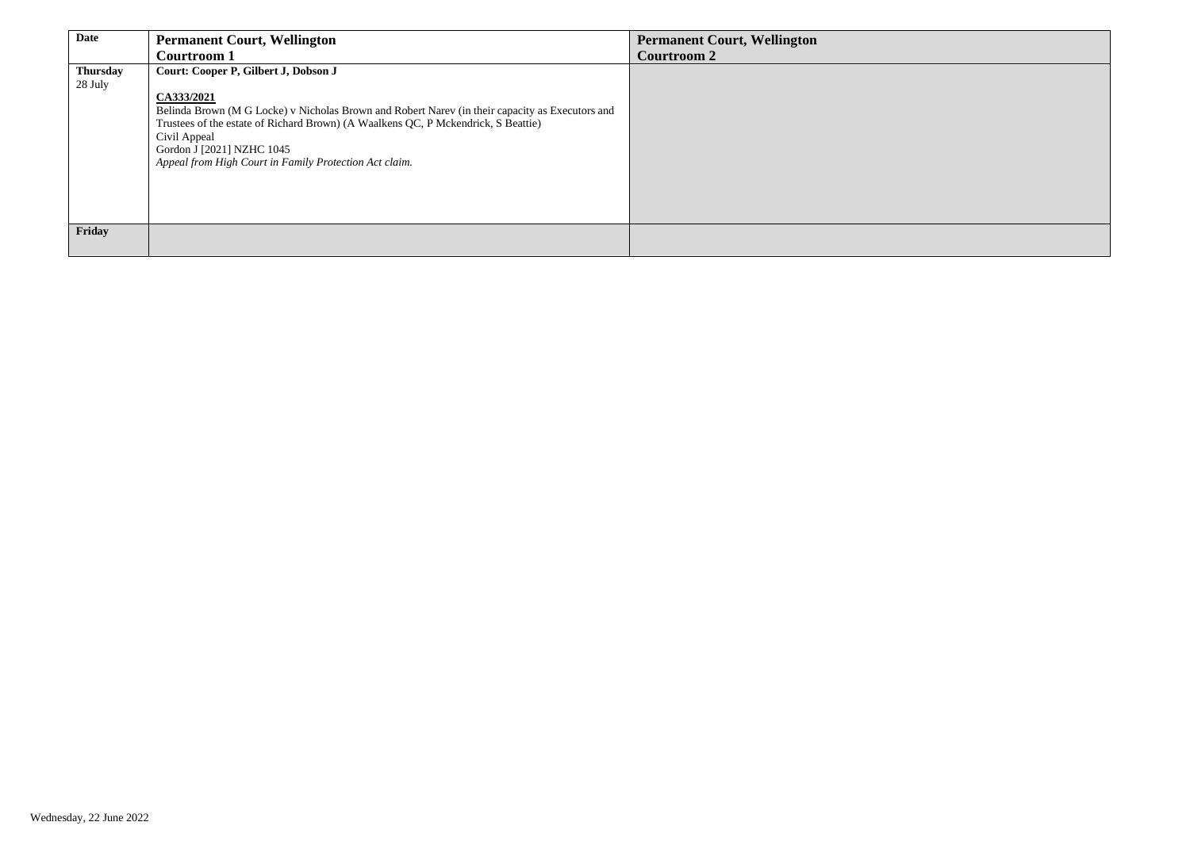| Date | Permanent Court, Wellington<br>Courtroom 1 | Permanent Court, Wellington<br>Courtroom 2 |
|---|---|---|
| **Thursday**<br>28 July | **Court: Cooper P, Gilbert J, Dobson J**<br><br>**CA333/2021**<br>Belinda Brown (M G Locke) v Nicholas Brown and Robert Narev (in their capacity as Executors and Trustees of the estate of Richard Brown) (A Waalkens QC, P Mckendrick, S Beattie)<br>Civil Appeal<br>Gordon J [2021] NZHC 1045<br>*Appeal from High Court in Family Protection Act claim.* | |
| **Friday** | | |